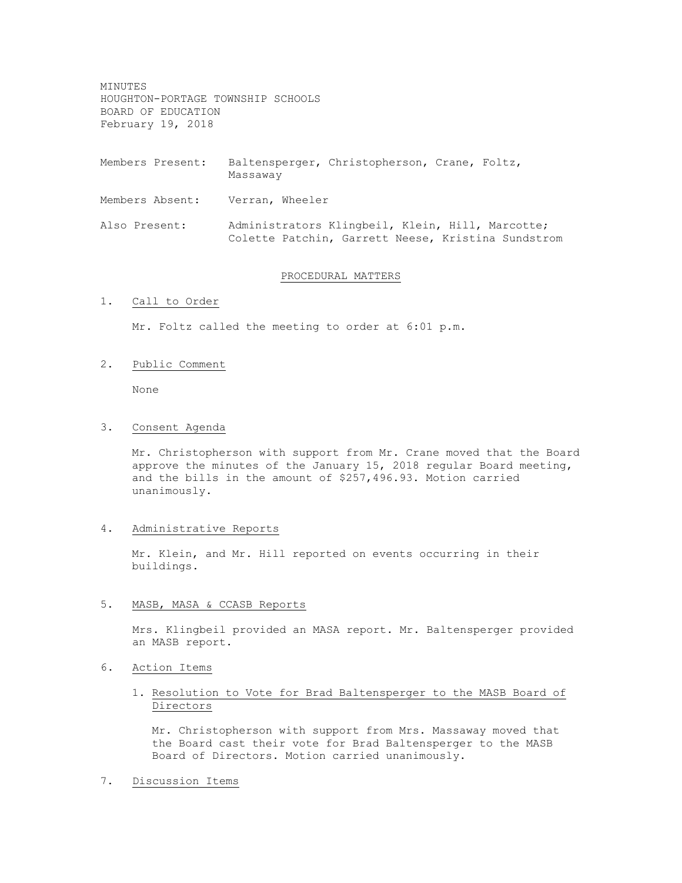MINUTES
HOUGHTON-PORTAGE TOWNSHIP SCHOOLS
BOARD OF EDUCATION
February 19, 2018

Members Present: Baltensperger, Christopherson, Crane, Foltz, Massaway

Members Absent: Verran, Wheeler

Also Present: Administrators Klingbeil, Klein, Hill, Marcotte; Colette Patchin, Garrett Neese, Kristina Sundstrom

## PROCEDURAL MATTERS

1. Call to Order

   Mr. Foltz called the meeting to order at 6:01 p.m.

2. Public Comment

   None

3. Consent Agenda

   Mr. Christopherson with support from Mr. Crane moved that the Board approve the minutes of the January 15, 2018 regular Board meeting, and the bills in the amount of $257,496.93. Motion carried unanimously.

4. Administrative Reports

   Mr. Klein, and Mr. Hill reported on events occurring in their buildings.

5. MASB, MASA & CCASB Reports

   Mrs. Klingbeil provided an MASA report. Mr. Baltensperger provided an MASB report.

6. Action Items

   1. Resolution to Vote for Brad Baltensperger to the MASB Board of Directors

      Mr. Christopherson with support from Mrs. Massaway moved that the Board cast their vote for Brad Baltensperger to the MASB Board of Directors. Motion carried unanimously.

7. Discussion Items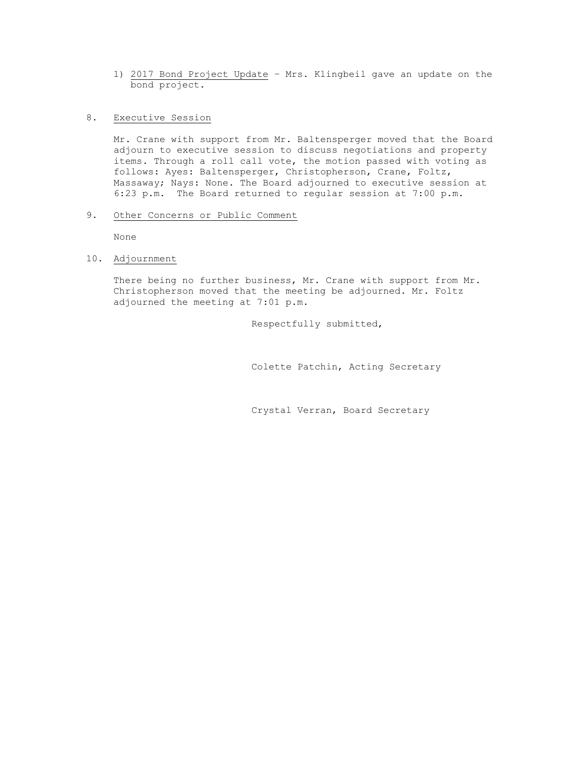1) 2017 Bond Project Update – Mrs. Klingbeil gave an update on the bond project.

8. Executive Session

   Mr. Crane with support from Mr. Baltensperger moved that the Board adjourn to executive session to discuss negotiations and property items. Through a roll call vote, the motion passed with voting as follows: Ayes: Baltensperger, Christopherson, Crane, Foltz, Massaway; Nays: None. The Board adjourned to executive session at 6:23 p.m. The Board returned to regular session at 7:00 p.m.

9. Other Concerns or Public Comment

   None

10. Adjournment

   There being no further business, Mr. Crane with support from Mr. Christopherson moved that the meeting be adjourned. Mr. Foltz adjourned the meeting at 7:01 p.m.

Respectfully submitted,

Colette Patchin, Acting Secretary

Crystal Verran, Board Secretary